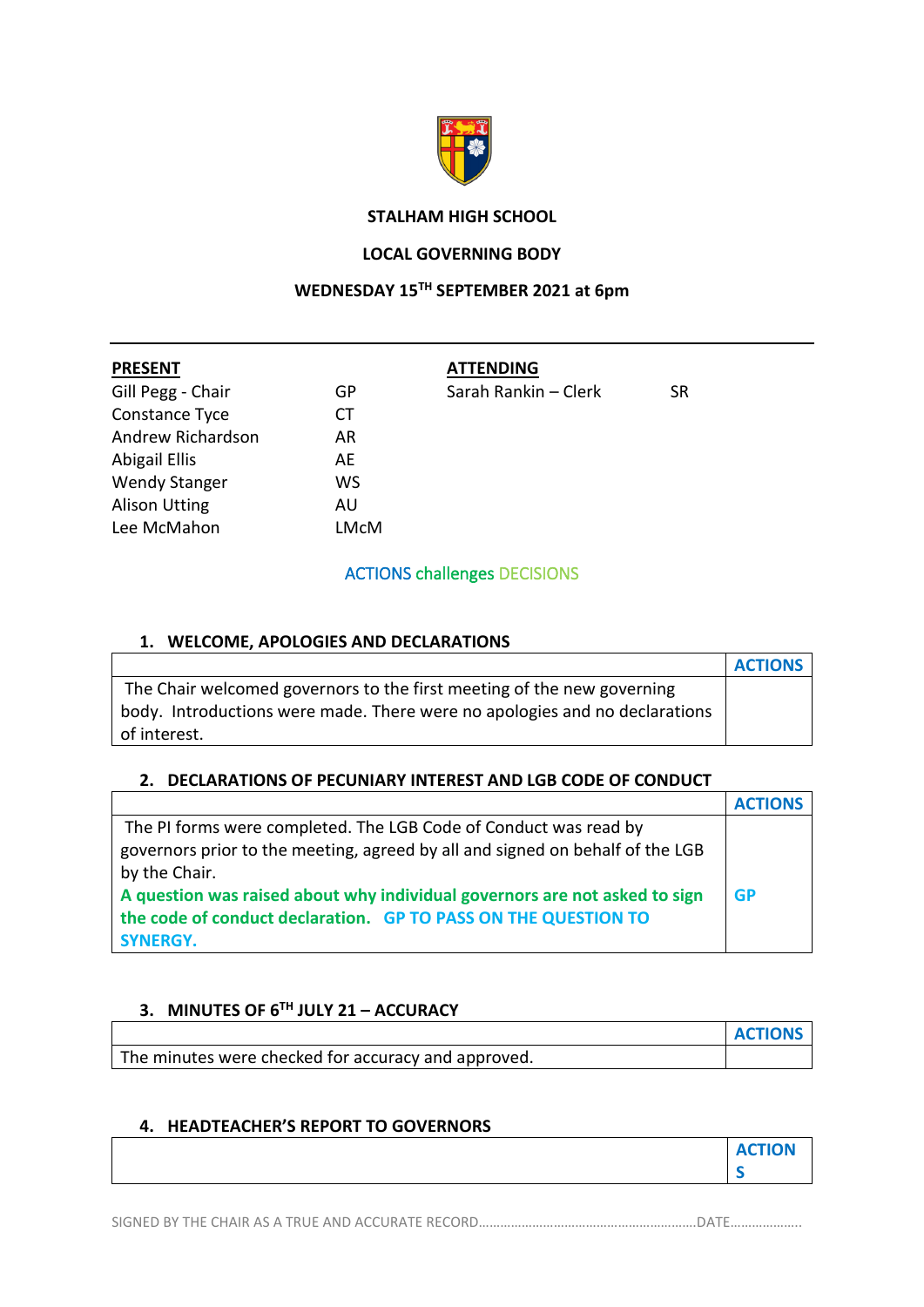**STALHAM HIGH SCHOOL**

**LOCAL GOVERNING BODY**

**WEDNESDAY 15TH SEPTEMBER 2021 at 6pm**

---

| PRESENT | | ATTENDING | |
|---|---|---|---|
| Gill Pegg - Chair | GP | Sarah Rankin – Clerk | SR |
| Constance Tyce | CT | | |
| Andrew Richardson | AR | | |
| Abigail Ellis | AE | | |
| Wendy Stanger | WS | | |
| Alison Utting | AU | | |
| Lee McMahon | LMcM | | |

ACTIONS challenges DECISIONS

### 1. WELCOME, APOLOGIES AND DECLARATIONS

| | ACTIONS |
|---|---|
| The Chair welcomed governors to the first meeting of the new governing body. Introductions were made. There were no apologies and no declarations of interest. | |

### 2. DECLARATIONS OF PECUNIARY INTEREST AND LGB CODE OF CONDUCT

| | ACTIONS |
|---|---|
| The PI forms were completed. The LGB Code of Conduct was read by governors prior to the meeting, agreed by all and signed on behalf of the LGB by the Chair.<br>**A question was raised about why individual governors are not asked to sign the code of conduct declaration. GP TO PASS ON THE QUESTION TO SYNERGY.** | **GP** |

### 3. MINUTES OF 6TH JULY 21 – ACCURACY

| | ACTIONS |
|---|---|
| The minutes were checked for accuracy and approved. | |

### 4. HEADTEACHER'S REPORT TO GOVERNORS

| | ACTIONS |
|---|---|
| | |

SIGNED BY THE CHAIR AS A TRUE AND ACCURATE RECORD……………………………………………………DATE………………..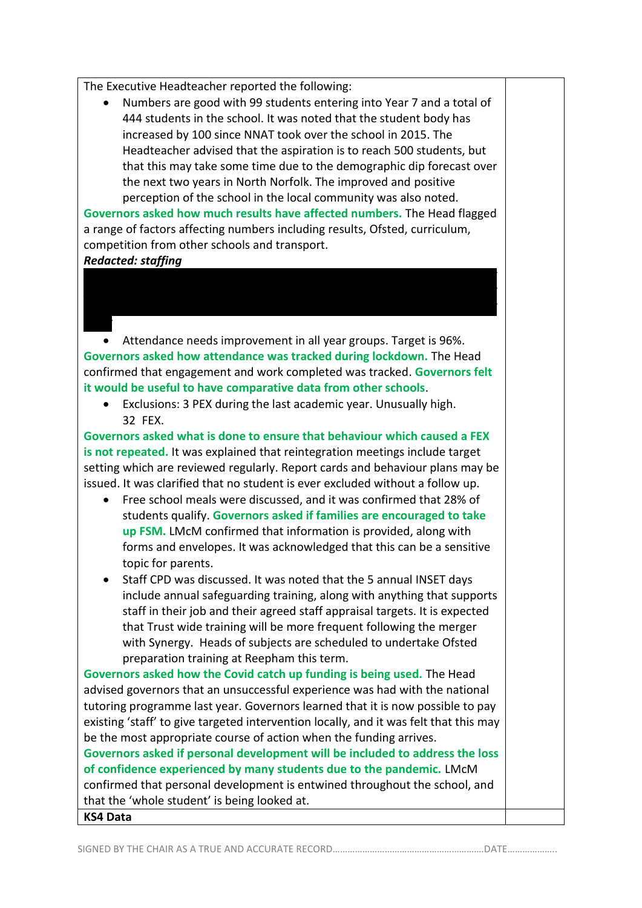The Executive Headteacher reported the following:

- Numbers are good with 99 students entering into Year 7 and a total of 444 students in the school. It was noted that the student body has increased by 100 since NNAT took over the school in 2015. The Headteacher advised that the aspiration is to reach 500 students, but that this may take some time due to the demographic dip forecast over the next two years in North Norfolk. The improved and positive perception of the school in the local community was also noted.

**Governors asked how much results have affected numbers.** The Head flagged a range of factors affecting numbers including results, Ofsted, curriculum, competition from other schools and transport.

***Redacted: staffing***

- Attendance needs improvement in all year groups. Target is 96%.

**Governors asked how attendance was tracked during lockdown.** The Head confirmed that engagement and work completed was tracked. **Governors felt it would be useful to have comparative data from other schools**.

- Exclusions: 3 PEX during the last academic year. Unusually high. 32 FEX.

**Governors asked what is done to ensure that behaviour which caused a FEX is not repeated.** It was explained that reintegration meetings include target setting which are reviewed regularly. Report cards and behaviour plans may be issued. It was clarified that no student is ever excluded without a follow up.

- Free school meals were discussed, and it was confirmed that 28% of students qualify. **Governors asked if families are encouraged to take up FSM.** LMcM confirmed that information is provided, along with forms and envelopes. It was acknowledged that this can be a sensitive topic for parents.
- Staff CPD was discussed. It was noted that the 5 annual INSET days include annual safeguarding training, along with anything that supports staff in their job and their agreed staff appraisal targets. It is expected that Trust wide training will be more frequent following the merger with Synergy. Heads of subjects are scheduled to undertake Ofsted preparation training at Reepham this term.

**Governors asked how the Covid catch up funding is being used.** The Head advised governors that an unsuccessful experience was had with the national tutoring programme last year. Governors learned that it is now possible to pay existing 'staff' to give targeted intervention locally, and it was felt that this may be the most appropriate course of action when the funding arrives.

**Governors asked if personal development will be included to address the loss of confidence experienced by many students due to the pandemic.** LMcM confirmed that personal development is entwined throughout the school, and that the 'whole student' is being looked at.

**KS4 Data**

SIGNED BY THE CHAIR AS A TRUE AND ACCURATE RECORD……………………………………………………DATE………………..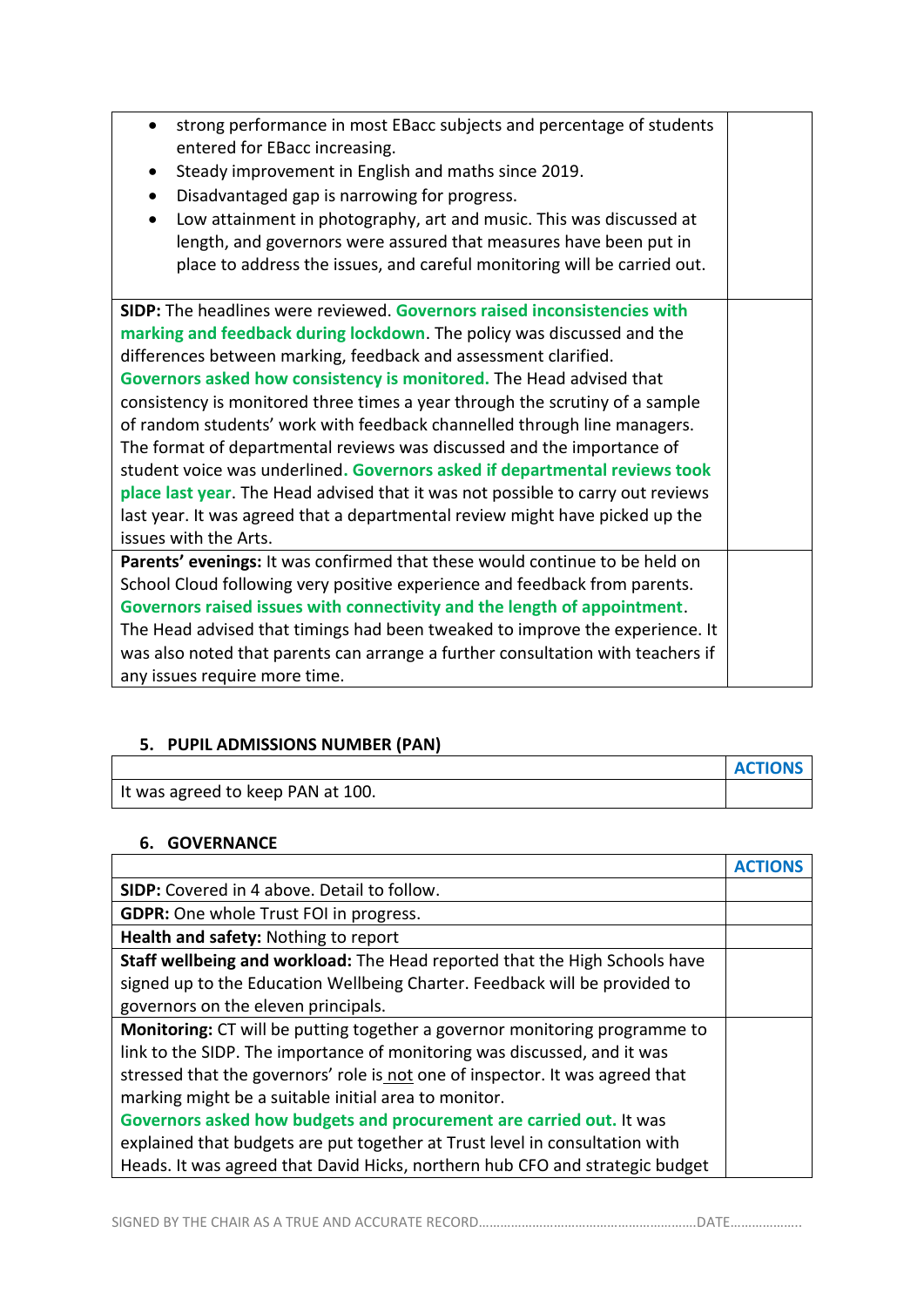| | |
|---|---|
| • strong performance in most EBacc subjects and percentage of students entered for EBacc increasing.<br>• Steady improvement in English and maths since 2019.<br>• Disadvantaged gap is narrowing for progress.<br>• Low attainment in photography, art and music. This was discussed at length, and governors were assured that measures have been put in place to address the issues, and careful monitoring will be carried out. | |
| **SIDP:** The headlines were reviewed. **Governors raised inconsistencies with marking and feedback during lockdown**. The policy was discussed and the differences between marking, feedback and assessment clarified. **Governors asked how consistency is monitored.** The Head advised that consistency is monitored three times a year through the scrutiny of a sample of random students' work with feedback channelled through line managers. The format of departmental reviews was discussed and the importance of student voice was underlined**. Governors asked if departmental reviews took place last year**. The Head advised that it was not possible to carry out reviews last year. It was agreed that a departmental review might have picked up the issues with the Arts. | |
| **Parents' evenings:** It was confirmed that these would continue to be held on School Cloud following very positive experience and feedback from parents. **Governors raised issues with connectivity and the length of appointment**. The Head advised that timings had been tweaked to improve the experience. It was also noted that parents can arrange a further consultation with teachers if any issues require more time. | |

### 5. PUPIL ADMISSIONS NUMBER (PAN)

| | ACTIONS |
|---|---|
| It was agreed to keep PAN at 100. | |

### 6. GOVERNANCE

| | ACTIONS |
|---|---|
| **SIDP:** Covered in 4 above. Detail to follow. | |
| **GDPR:** One whole Trust FOI in progress. | |
| **Health and safety:** Nothing to report | |
| **Staff wellbeing and workload:** The Head reported that the High Schools have signed up to the Education Wellbeing Charter. Feedback will be provided to governors on the eleven principals. | |
| **Monitoring:** CT will be putting together a governor monitoring programme to link to the SIDP. The importance of monitoring was discussed, and it was stressed that the governors' role is not one of inspector. It was agreed that marking might be a suitable initial area to monitor. **Governors asked how budgets and procurement are carried out.** It was explained that budgets are put together at Trust level in consultation with Heads. It was agreed that David Hicks, northern hub CFO and strategic budget | |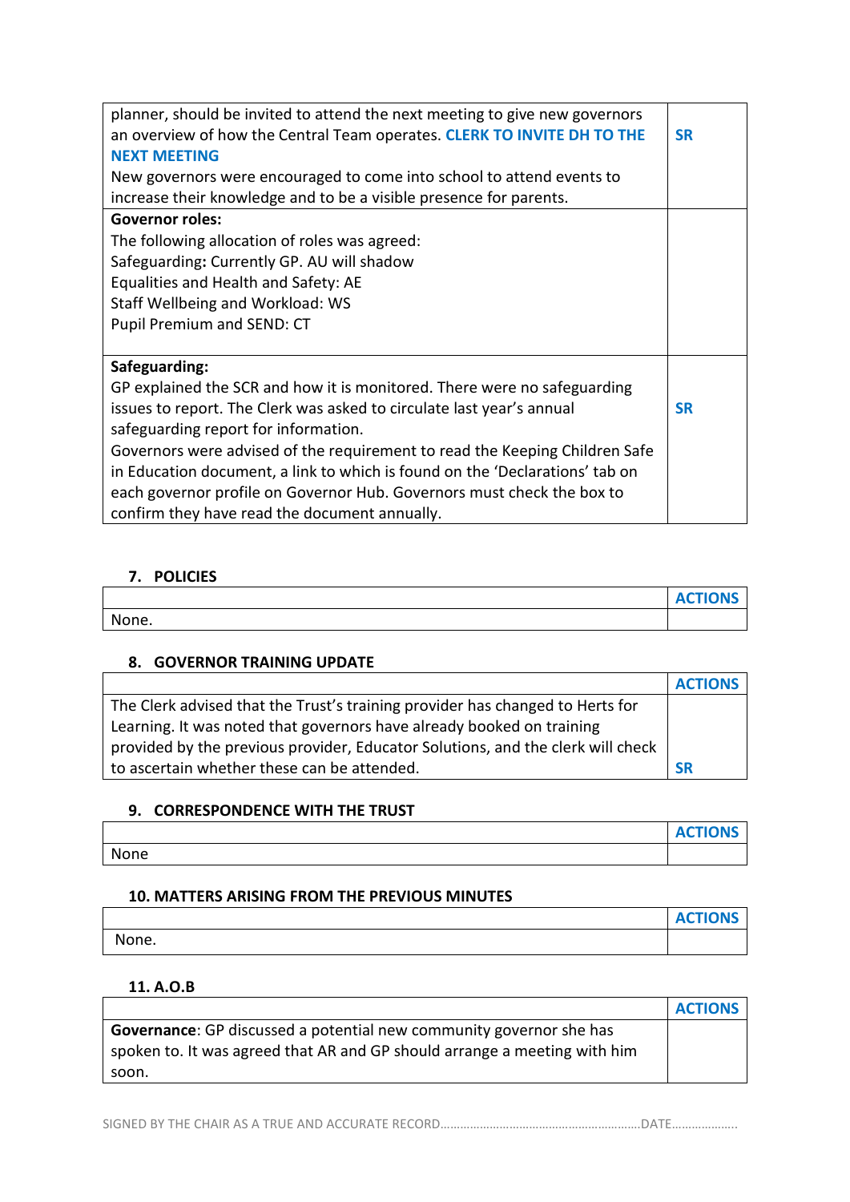| | |
|---|---|
| planner, should be invited to attend the next meeting to give new governors an overview of how the Central Team operates. **CLERK TO INVITE DH TO THE NEXT MEETING**<br>New governors were encouraged to come into school to attend events to increase their knowledge and to be a visible presence for parents. | **SR** |
| **Governor roles:**<br>The following allocation of roles was agreed:<br>Safeguarding**:** Currently GP. AU will shadow<br>Equalities and Health and Safety: AE<br>Staff Wellbeing and Workload: WS<br>Pupil Premium and SEND: CT | |
| **Safeguarding:**<br>GP explained the SCR and how it is monitored. There were no safeguarding issues to report. The Clerk was asked to circulate last year's annual safeguarding report for information.<br>Governors were advised of the requirement to read the Keeping Children Safe in Education document, a link to which is found on the 'Declarations' tab on each governor profile on Governor Hub. Governors must check the box to confirm they have read the document annually. | **SR** |

## 7. POLICIES

| | **ACTIONS** |
|---|---|
| None. | |

## 8. GOVERNOR TRAINING UPDATE

| | **ACTIONS** |
|---|---|
| The Clerk advised that the Trust's training provider has changed to Herts for Learning. It was noted that governors have already booked on training provided by the previous provider, Educator Solutions, and the clerk will check to ascertain whether these can be attended. | **SR** |

## 9. CORRESPONDENCE WITH THE TRUST

| | **ACTIONS** |
|---|---|
| None | |

## 10. MATTERS ARISING FROM THE PREVIOUS MINUTES

| | **ACTIONS** |
|---|---|
| None. | |

## 11. A.O.B

| | **ACTIONS** |
|---|---|
| **Governance**: GP discussed a potential new community governor she has spoken to. It was agreed that AR and GP should arrange a meeting with him soon. | |

SIGNED BY THE CHAIR AS A TRUE AND ACCURATE RECORD……………………………………………………DATE………………..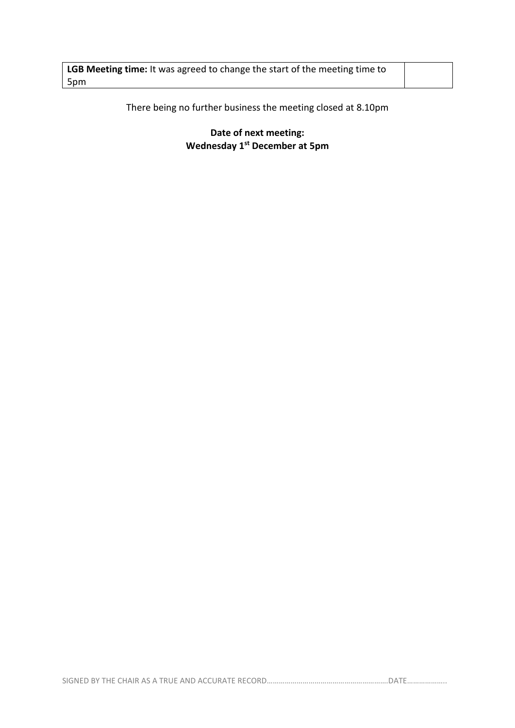| | |
|---|---|
| **LGB Meeting time:** It was agreed to change the start of the meeting time to 5pm | |

There being no further business the meeting closed at 8.10pm

**Date of next meeting:**
**Wednesday 1st December at 5pm**

SIGNED BY THE CHAIR AS A TRUE AND ACCURATE RECORD……………………………………………………DATE………………..